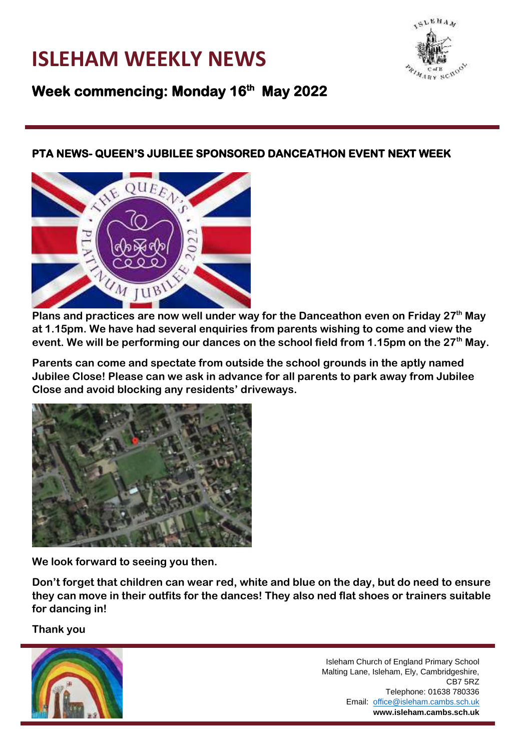# ISLEHAM WEEKLY NEWS

## Week commencing: Monday 16th May 2022

### PTA NEWS- QUEEN'S JUBILEE SPONSORED DANCEATHON EVENT NEXT WEEK

**Plans and practices are now well under way for the Danceathon even on Friday 27th May at 1.15pm. We have had several enquiries from parents wishing to come and view the event. We will be performing our dances on the school field from 1.15pm on the 27th May.**

**Parents can come and spectate from outside the school grounds in the aptly named Jubilee Close! Please can we ask in advance for all parents to park away from Jubilee Close and avoid blocking any residents' driveways.**

**We look forward to seeing you then.**

**Don't forget that children can wear red, white and blue on the day, but do need to ensure they can move in their outfits for the dances! They also ned flat shoes or trainers suitable for dancing in!**

**Thank you**

Isleham Church of England Primary School
Malting Lane, Isleham, Ely, Cambridgeshire, CB7 5RZ
Telephone: 01638 780336
Email: office@isleham.cambs.sch.uk
**www.isleham.cambs.sch.uk**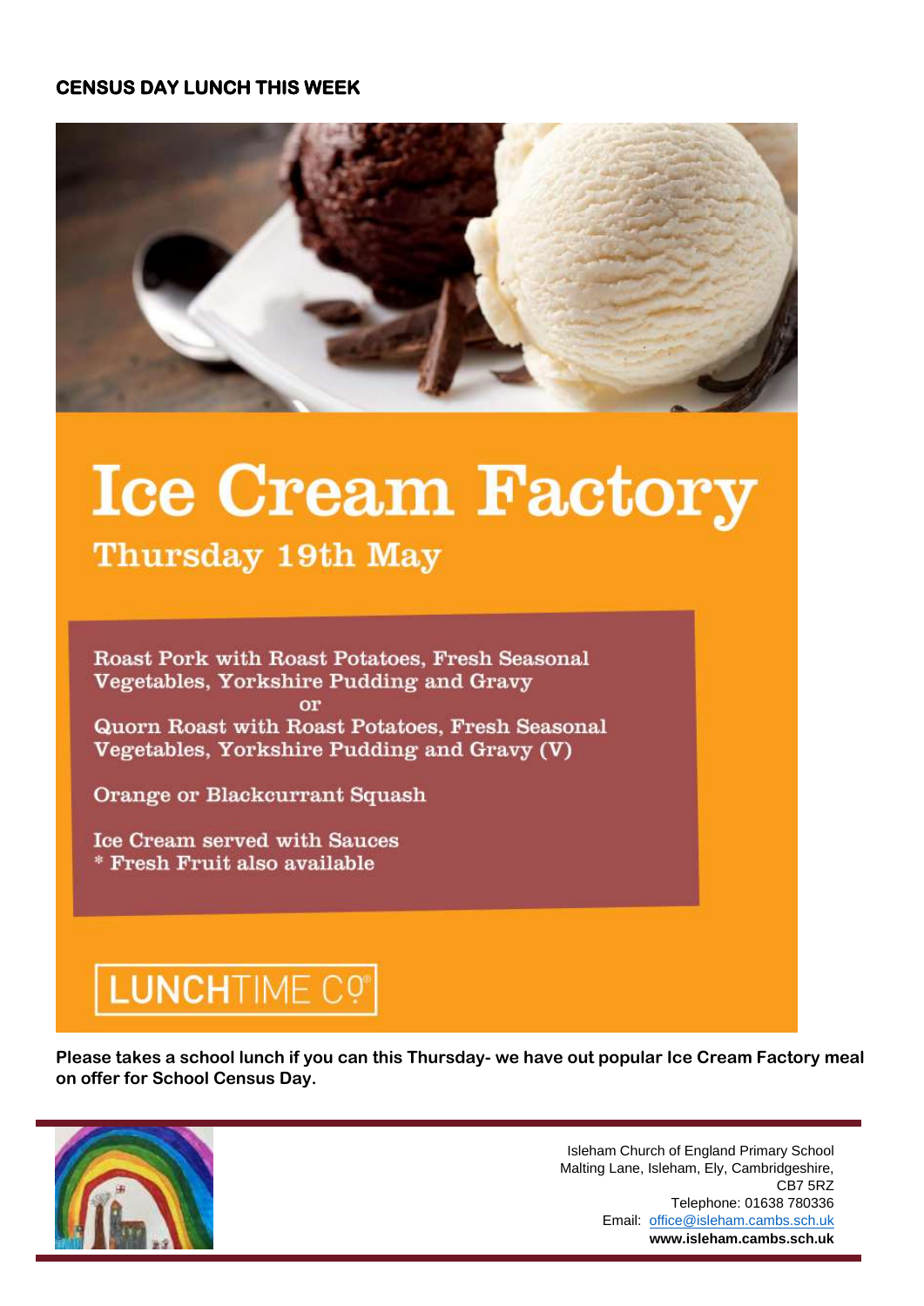**CENSUS DAY LUNCH THIS WEEK**

# Ice Cream Factory

## Thursday 19th May

Roast Pork with Roast Potatoes, Fresh Seasonal Vegetables, Yorkshire Pudding and Gravy

or

Quorn Roast with Roast Potatoes, Fresh Seasonal Vegetables, Yorkshire Pudding and Gravy (V)

Orange or Blackcurrant Squash

Ice Cream served with Sauces
* Fresh Fruit also available

LUNCHTIME CO

**Please takes a school lunch if you can this Thursday- we have out popular Ice Cream Factory meal on offer for School Census Day.**

Isleham Church of England Primary School
Malting Lane, Isleham, Ely, Cambridgeshire, CB7 5RZ
Telephone: 01638 780336
Email: office@isleham.cambs.sch.uk
**www.isleham.cambs.sch.uk**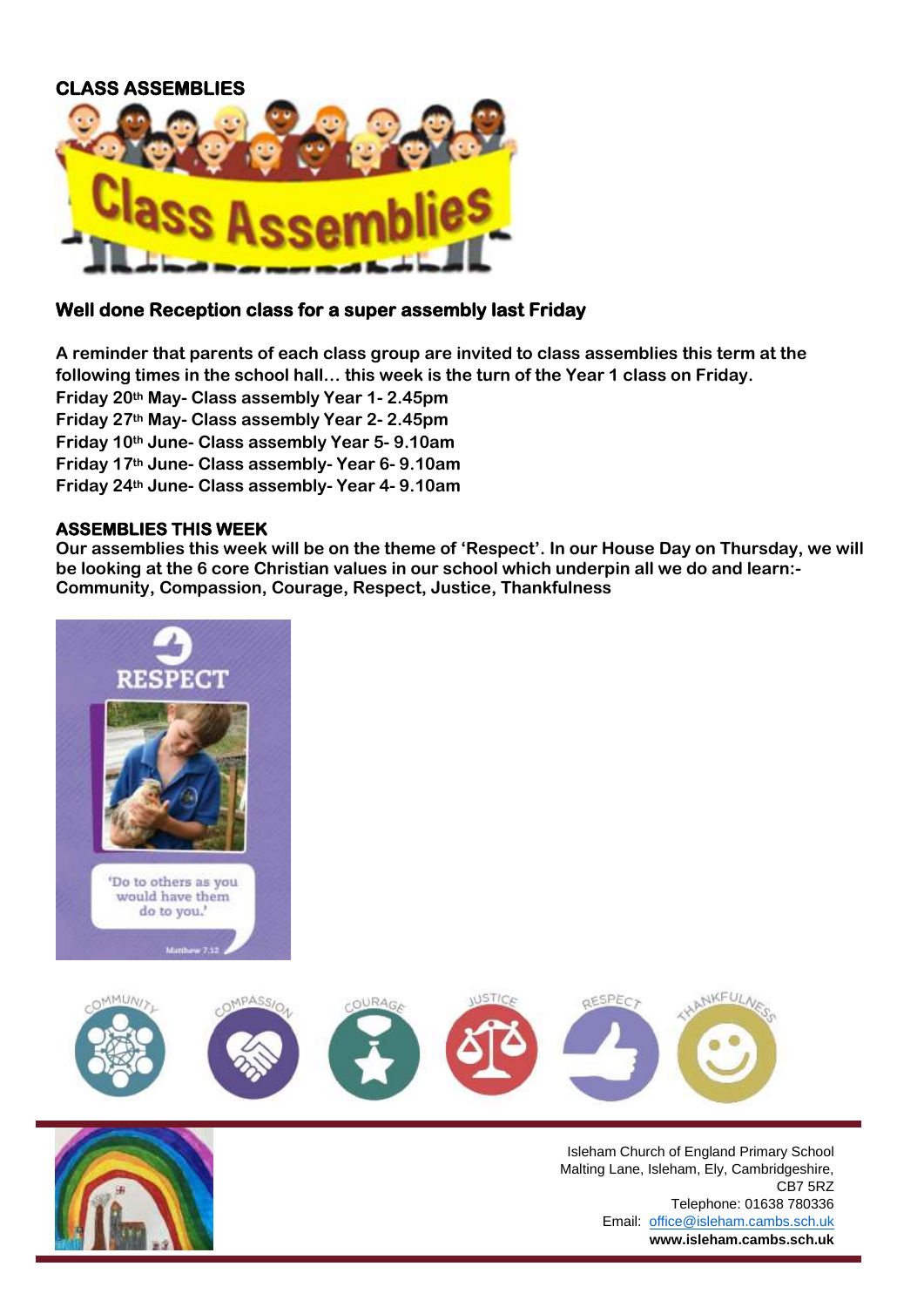## CLASS ASSEMBLIES

### Well done Reception class for a super assembly last Friday

**A reminder that parents of each class group are invited to class assemblies this term at the following times in the school hall… this week is the turn of the Year 1 class on Friday.**
**Friday 20th May- Class assembly Year 1- 2.45pm**
**Friday 27th May- Class assembly Year 2- 2.45pm**
**Friday 10th June- Class assembly Year 5- 9.10am**
**Friday 17th June- Class assembly- Year 6- 9.10am**
**Friday 24th June- Class assembly- Year 4- 9.10am**

## ASSEMBLIES THIS WEEK

**Our assemblies this week will be on the theme of 'Respect'. In our House Day on Thursday, we will be looking at the 6 core Christian values in our school which underpin all we do and learn:- Community, Compassion, Courage, Respect, Justice, Thankfulness**

Isleham Church of England Primary School
Malting Lane, Isleham, Ely, Cambridgeshire, CB7 5RZ
Telephone: 01638 780336
Email: office@isleham.cambs.sch.uk
**www.isleham.cambs.sch.uk**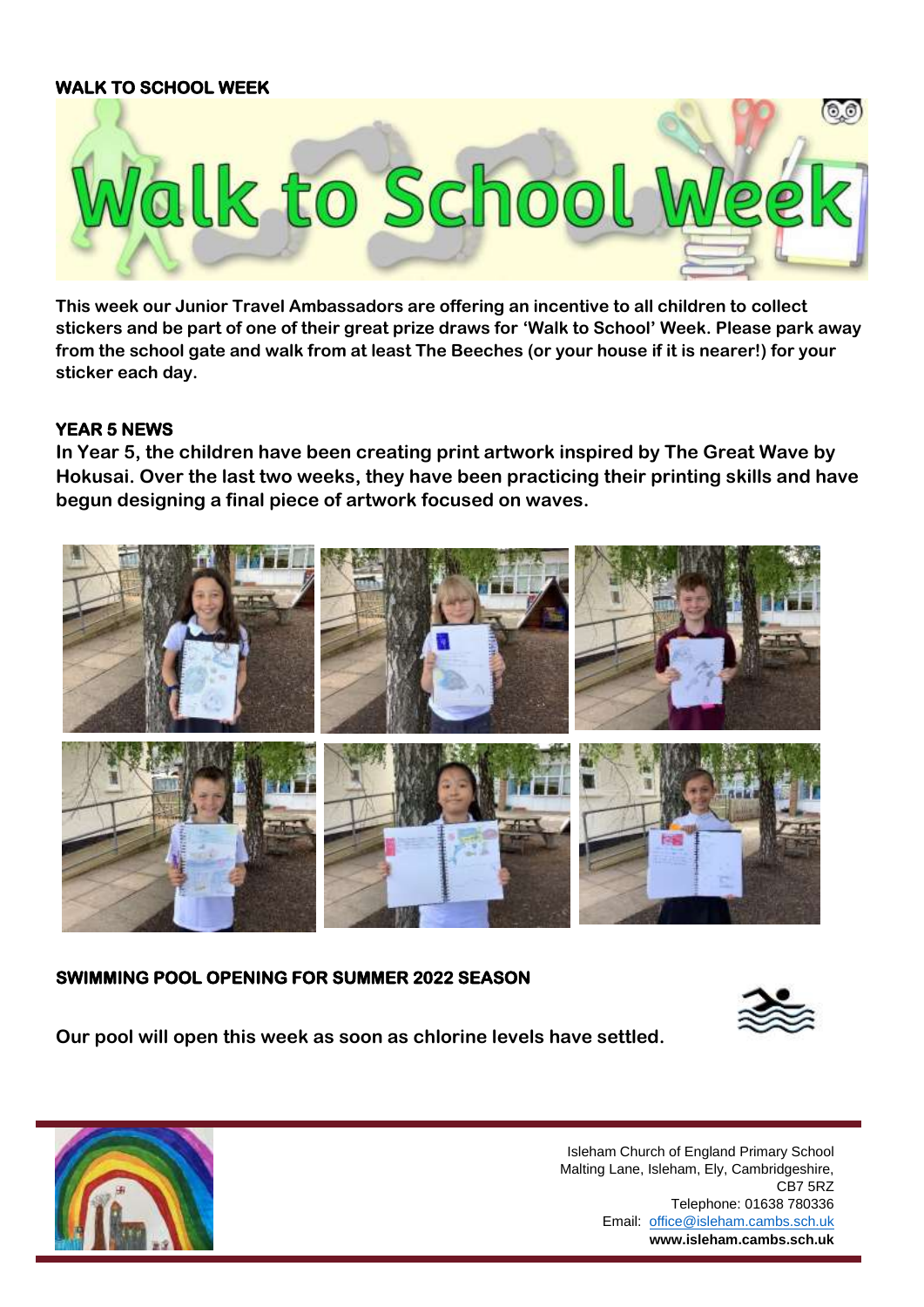## WALK TO SCHOOL WEEK

**This week our Junior Travel Ambassadors are offering an incentive to all children to collect stickers and be part of one of their great prize draws for 'Walk to School' Week. Please park away from the school gate and walk from at least The Beeches (or your house if it is nearer!) for your sticker each day.**

## YEAR 5 NEWS

**In Year 5, the children have been creating print artwork inspired by The Great Wave by Hokusai. Over the last two weeks, they have been practicing their printing skills and have begun designing a final piece of artwork focused on waves.**

## SWIMMING POOL OPENING FOR SUMMER 2022 SEASON

**Our pool will open this week as soon as chlorine levels have settled.**

Isleham Church of England Primary School
Malting Lane, Isleham, Ely, Cambridgeshire,
CB7 5RZ
Telephone: 01638 780336
Email: office@isleham.cambs.sch.uk
**www.isleham.cambs.sch.uk**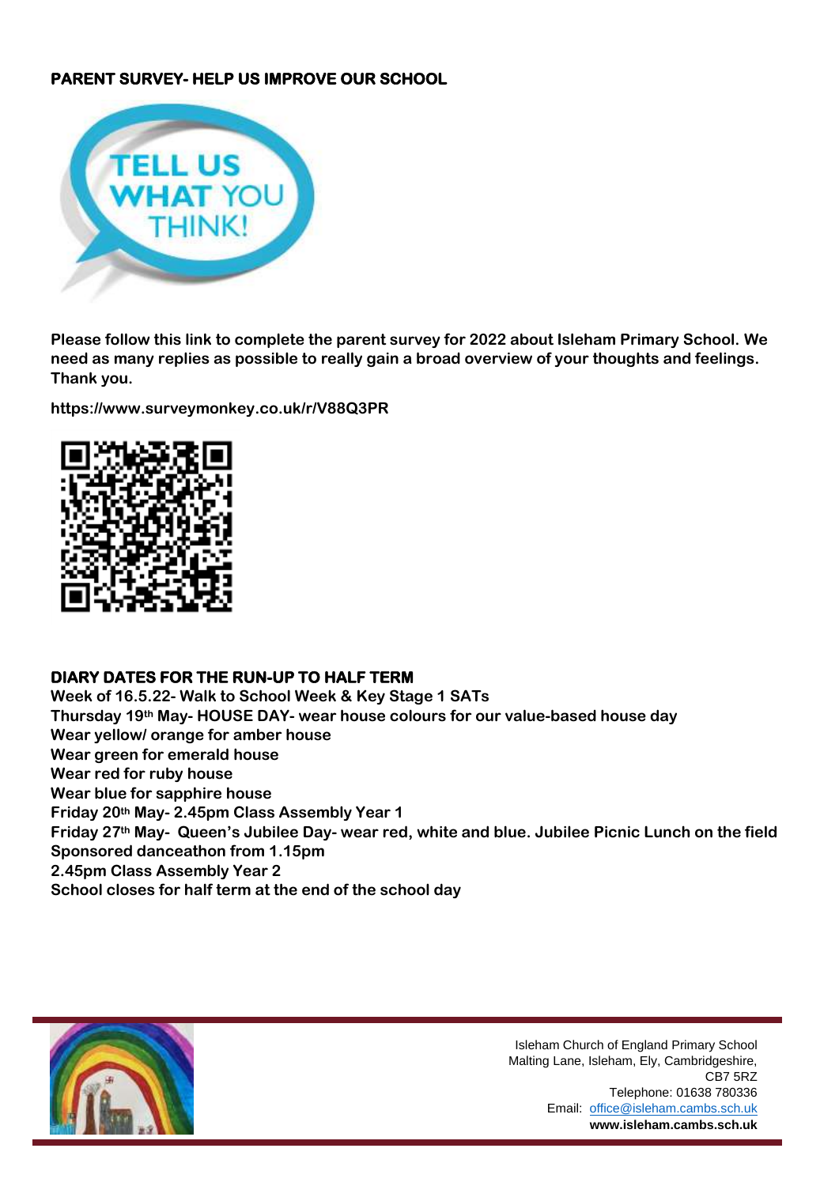## PARENT SURVEY- HELP US IMPROVE OUR SCHOOL

**Please follow this link to complete the parent survey for 2022 about Isleham Primary School. We need as many replies as possible to really gain a broad overview of your thoughts and feelings. Thank you.**

**https://www.surveymonkey.co.uk/r/V88Q3PR**

## DIARY DATES FOR THE RUN-UP TO HALF TERM

**Week of 16.5.22- Walk to School Week & Key Stage 1 SATs**
**Thursday 19th May- HOUSE DAY- wear house colours for our value-based house day**
**Wear yellow/ orange for amber house**
**Wear green for emerald house**
**Wear red for ruby house**
**Wear blue for sapphire house**
**Friday 20th May- 2.45pm Class Assembly Year 1**
**Friday 27th May- Queen's Jubilee Day- wear red, white and blue. Jubilee Picnic Lunch on the field**
**Sponsored danceathon from 1.15pm**
**2.45pm Class Assembly Year 2**
**School closes for half term at the end of the school day**

Isleham Church of England Primary School
Malting Lane, Isleham, Ely, Cambridgeshire, CB7 5RZ
Telephone: 01638 780336
Email: office@isleham.cambs.sch.uk
**www.isleham.cambs.sch.uk**